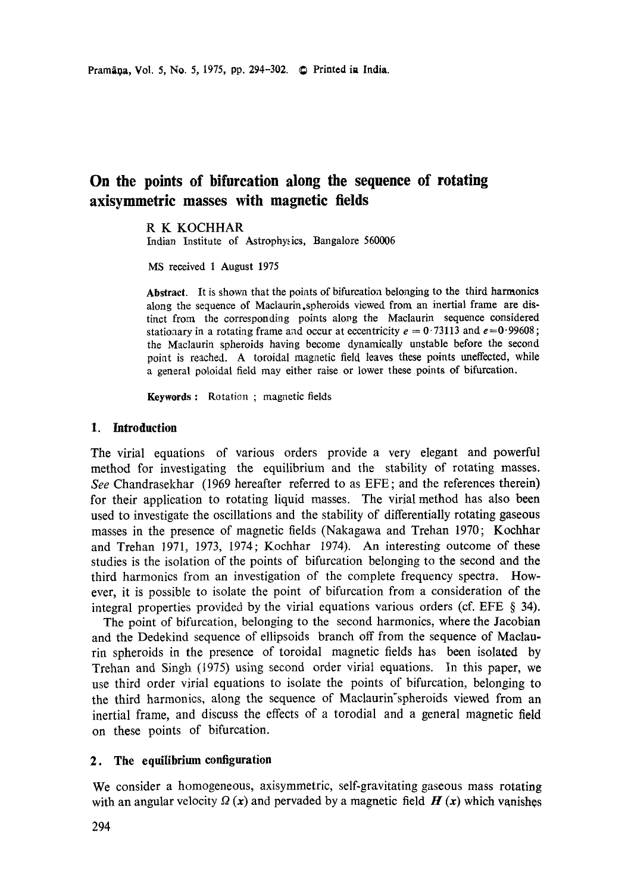# On the points of bifurcation along the sequence of rotating axisymmetric masses with magnetic fields

R K KOCHHAR
Indian Institute of Astrophysics, Bangalore 560006

MS received 1 August 1975

**Abstract.** It is shown that the points of bifurcation belonging to the third harmonics along the sequence of Maclaurin spheroids viewed from an inertial frame are distinct from the corresponding points along the Maclaurin sequence considered stationary in a rotating frame and occur at eccentricity $e = 0{\cdot}73113$ and $e = 0{\cdot}99608$; the Maclaurin spheroids having become dynamically unstable before the second point is reached. A toroidal magnetic field leaves these points uneffected, while a general poloidal field may either raise or lower these points of bifurcation.

**Keywords:** Rotation ; magnetic fields

## 1. Introduction

The virial equations of various orders provide a very elegant and powerful method for investigating the equilibrium and the stability of rotating masses. *See* Chandrasekhar (1969 hereafter referred to as EFE; and the references therein) for their application to rotating liquid masses. The virial method has also been used to investigate the oscillations and the stability of differentially rotating gaseous masses in the presence of magnetic fields (Nakagawa and Trehan 1970; Kochhar and Trehan 1971, 1973, 1974; Kochhar 1974). An interesting outcome of these studies is the isolation of the points of bifurcation belonging to the second and the third harmonics from an investigation of the complete frequency spectra. However, it is possible to isolate the point of bifurcation from a consideration of the integral properties provided by the virial equations various orders (cf. EFE § 34).

The point of bifurcation, belonging to the second harmonics, where the Jacobian and the Dedekind sequence of ellipsoids branch off from the sequence of Maclaurin spheroids in the presence of toroidal magnetic fields has been isolated by Trehan and Singh (1975) using second order virial equations. In this paper, we use third order virial equations to isolate the points of bifurcation, belonging to the third harmonics, along the sequence of Maclaurin spheroids viewed from an inertial frame, and discuss the effects of a torodial and a general magnetic field on these points of bifurcation.

## 2. The equilibrium configuration

We consider a homogeneous, axisymmetric, self-gravitating gaseous mass rotating with an angular velocity $\Omega(x)$ and pervaded by a magnetic field $\boldsymbol{H}(x)$ which vanishes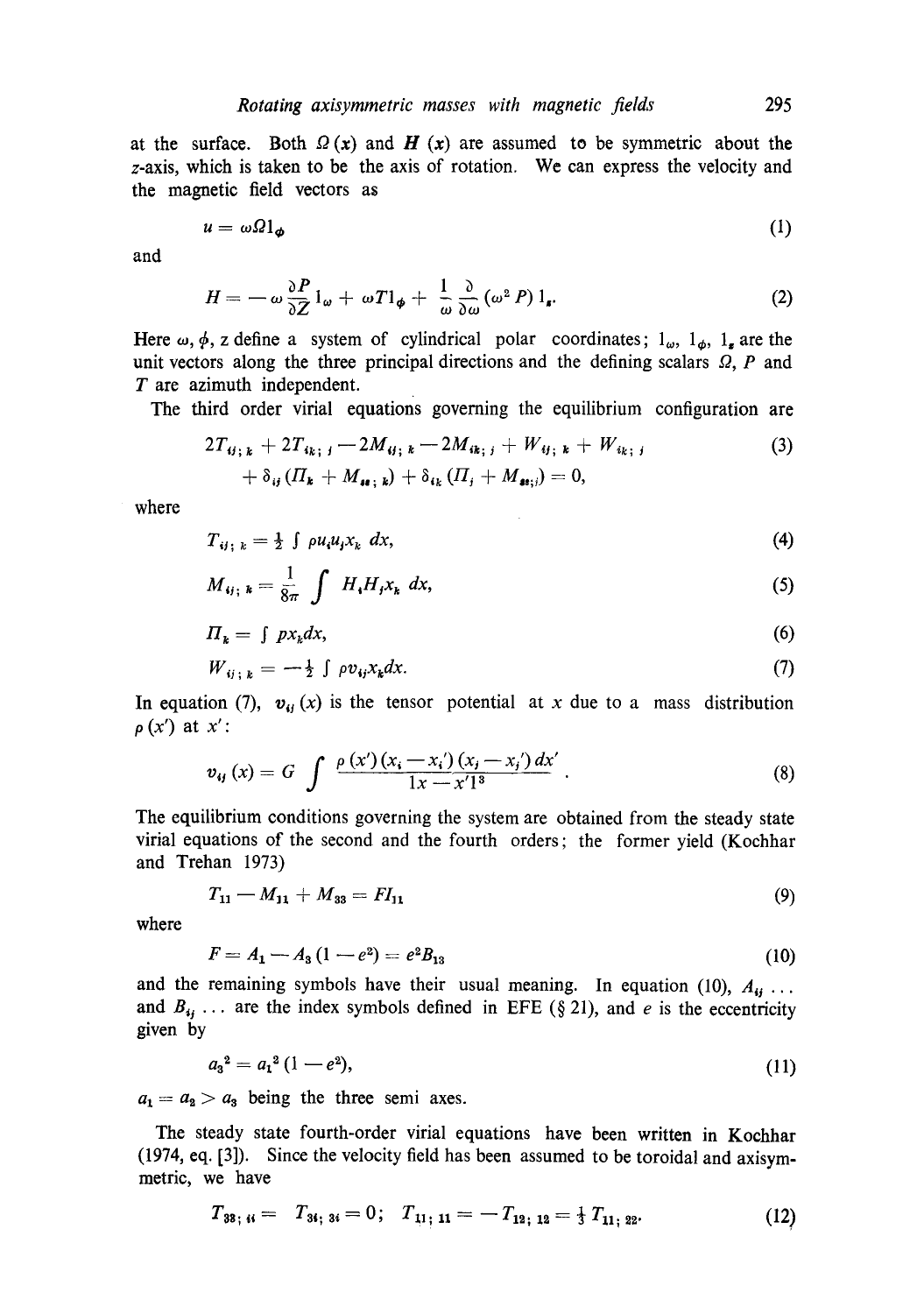at the surface. Both $\Omega(x)$ and $H(x)$ are assumed to be symmetric about the $z$-axis, which is taken to be the axis of rotation. We can express the velocity and the magnetic field vectors as

$$u = \omega \Omega 1_\phi \tag{1}$$

and

$$H = -\omega \frac{\partial P}{\partial Z} 1_\omega + \omega T 1_\phi + \frac{1}{\omega} \frac{\partial}{\partial \omega} (\omega^2 P) 1_z. \tag{2}$$

Here $\omega, \phi, z$ define a system of cylindrical polar coordinates; $1_\omega$, $1_\phi$, $1_z$ are the unit vectors along the three principal directions and the defining scalars $\Omega$, $P$ and $T$ are azimuth independent.

The third order virial equations governing the equilibrium configuration are

$$\begin{aligned} &2T_{ij;\,k} + 2T_{ik;\,j} - 2M_{ij;\,k} - 2M_{ik;\,j} + W_{ij;\,k} + W_{ik;\,j} \\ &\quad + \delta_{ij}(\Pi_k + M_{ss;\,k}) + \delta_{ik}(\Pi_j + M_{ss;j}) = 0, \end{aligned} \tag{3}$$

where

$$T_{ij;\,k} = \tfrac{1}{2} \int \rho u_i u_j x_k \, dx, \tag{4}$$

$$M_{ij;\,k} = \frac{1}{8\pi} \int H_i H_j x_k \, dx, \tag{5}$$

$$\Pi_k = \int p x_k dx, \tag{6}$$

$$W_{ij;\,k} = -\tfrac{1}{2} \int \rho v_{ij} x_k dx. \tag{7}$$

In equation (7), $v_{ij}(x)$ is the tensor potential at $x$ due to a mass distribution $\rho(x')$ at $x'$:

$$v_{ij}(x) = G \int \frac{\rho(x')(x_i - x_i')(x_j - x_j')\,dx'}{|x - x'|^3}. \tag{8}$$

The equilibrium conditions governing the system are obtained from the steady state virial equations of the second and the fourth orders; the former yield (Kochhar and Trehan 1973)

$$T_{11} - M_{11} + M_{33} = F I_{11} \tag{9}$$

where

$$F = A_1 - A_3(1 - e^2) = e^2 B_{13} \tag{10}$$

and the remaining symbols have their usual meaning. In equation (10), $A_{ij} \ldots$ and $B_{ij} \ldots$ are the index symbols defined in EFE (§ 21), and $e$ is the eccentricity given by

$$a_3^2 = a_1^2(1 - e^2), \tag{11}$$

$a_1 = a_2 > a_3$ being the three semi axes.

The steady state fourth-order virial equations have been written in Kochhar (1974, eq. [3]). Since the velocity field has been assumed to be toroidal and axisymmetric, we have

$$T_{33;\,ii} = T_{3i;\,3i} = 0; \quad T_{11;\,11} = -T_{12;\,12} = \tfrac{1}{3} T_{11;\,22}. \tag{12}$$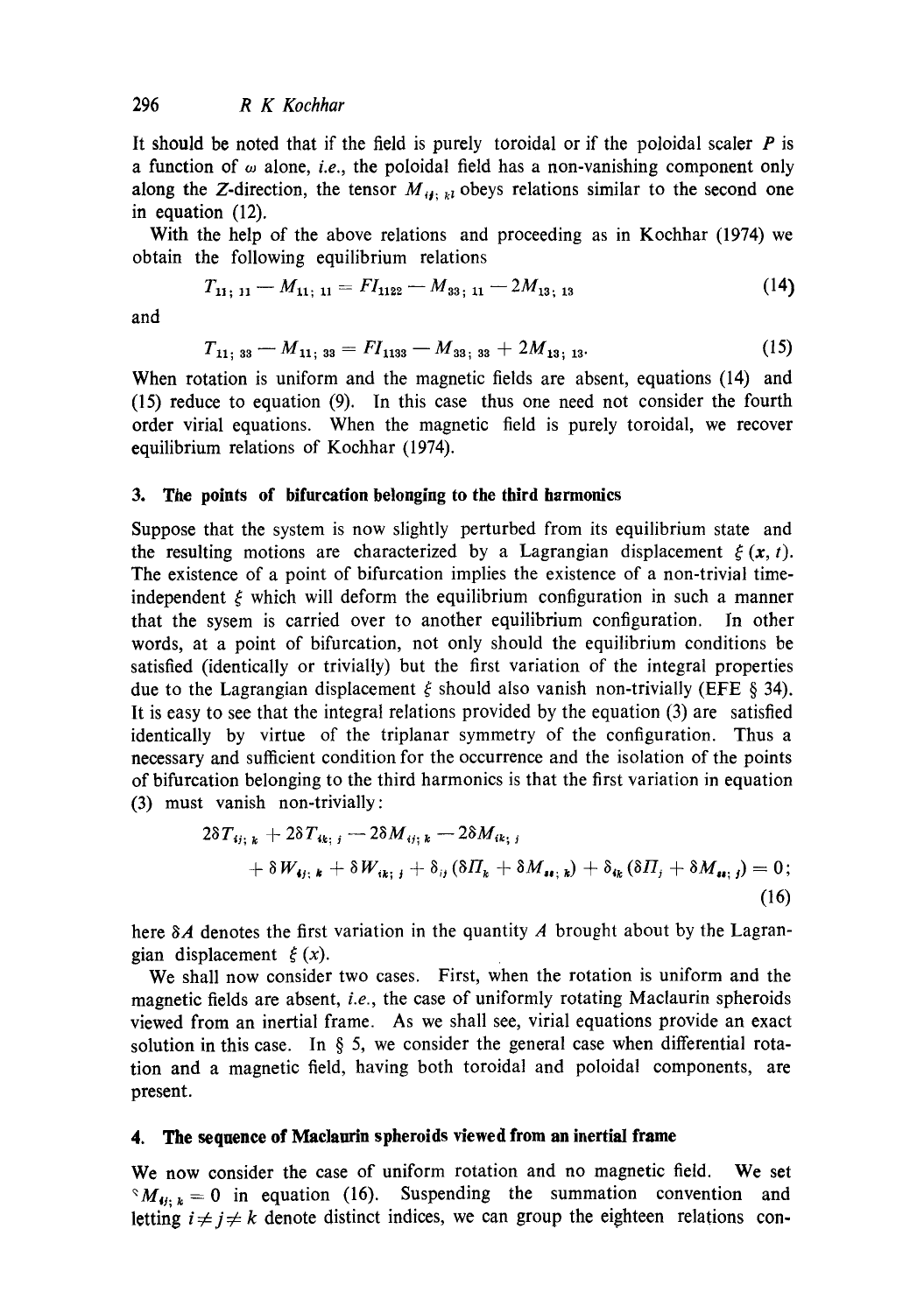It should be noted that if the field is purely toroidal or if the poloidal scaler $P$ is a function of $\omega$ alone, *i.e.*, the poloidal field has a non-vanishing component only along the $Z$-direction, the tensor $M_{ij;\,kl}$ obeys relations similar to the second one in equation (12).

With the help of the above relations and proceeding as in Kochhar (1974) we obtain the following equilibrium relations

$$T_{11;\,11} - M_{11;\,11} = FI_{1122} - M_{33;\,11} - 2M_{13;\,13} \tag{14}$$

and

$$T_{11;\,33} - M_{11;\,33} = FI_{1133} - M_{33;\,33} + 2M_{13;\,13}. \tag{15}$$

When rotation is uniform and the magnetic fields are absent, equations (14) and (15) reduce to equation (9). In this case thus one need not consider the fourth order virial equations. When the magnetic field is purely toroidal, we recover equilibrium relations of Kochhar (1974).

## 3. The points of bifurcation belonging to the third harmonics

Suppose that the system is now slightly perturbed from its equilibrium state and the resulting motions are characterized by a Lagrangian displacement $\xi(x, t)$. The existence of a point of bifurcation implies the existence of a non-trivial time-independent $\xi$ which will deform the equilibrium configuration in such a manner that the sysem is carried over to another equilibrium configuration. In other words, at a point of bifurcation, not only should the equilibrium conditions be satisfied (identically or trivially) but the first variation of the integral properties due to the Lagrangian displacement $\xi$ should also vanish non-trivially (EFE § 34). It is easy to see that the integral relations provided by the equation (3) are satisfied identically by virtue of the triplanar symmetry of the configuration. Thus a necessary and sufficient condition for the occurrence and the isolation of the points of bifurcation belonging to the third harmonics is that the first variation in equation (3) must vanish non-trivially:

$$2\delta T_{ij;\,k} + 2\delta T_{ik;\,j} - 2\delta M_{ij;\,k} - 2\delta M_{ik;\,j} + \delta W_{ij;\,k} + \delta W_{ik;\,j} + \delta_{ij}(\delta \Pi_k + \delta M_{ss;\,k}) + \delta_{ik}(\delta \Pi_j + \delta M_{ss;\,j}) = 0; \tag{16}$$

here $\delta A$ denotes the first variation in the quantity $A$ brought about by the Lagrangian displacement $\xi(x)$.

We shall now consider two cases. First, when the rotation is uniform and the magnetic fields are absent, *i.e.*, the case of uniformly rotating Maclaurin spheroids viewed from an inertial frame. As we shall see, virial equations provide an exact solution in this case. In § 5, we consider the general case when differential rotation and a magnetic field, having both toroidal and poloidal components, are present.

## 4. The sequence of Maclaurin spheroids viewed from an inertial frame

We now consider the case of uniform rotation and no magnetic field. We set $M_{ij;\,k} = 0$ in equation (16). Suspending the summation convention and letting $i \neq j \neq k$ denote distinct indices, we can group the eighteen relations con-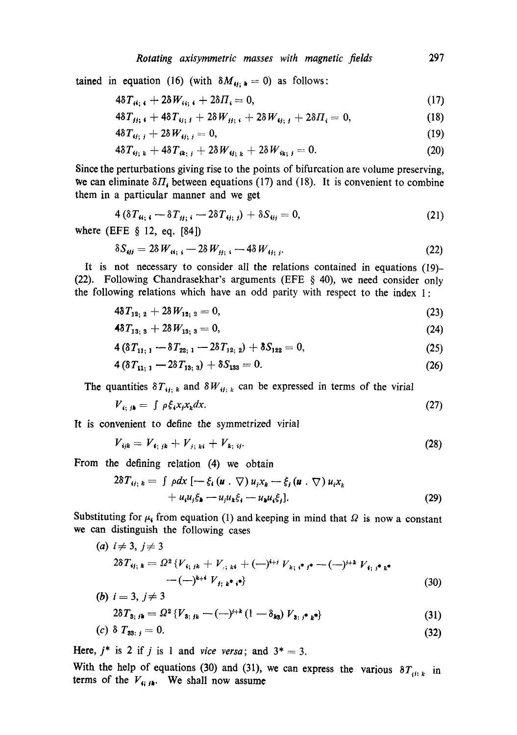tained in equation (16) (with $\delta M_{ij;k} = 0$) as follows:

$$4\delta T_{ii;i} + 2\delta W_{ii;i} + 2\delta \Pi_i = 0, \tag{17}$$

$$4\delta T_{jj;i} + 4\delta T_{ij;j} + 2\delta W_{jj;i} + 2\delta W_{ij;j} + 2\delta \Pi_i = 0, \tag{18}$$

$$4\delta T_{ij;j} + 2\delta W_{ij;j} = 0, \tag{19}$$

$$4\delta T_{ij;k} + 4\delta T_{ik;j} + 2\delta W_{ij;k} + 2\delta W_{ik;j} = 0. \tag{20}$$

Since the perturbations giving rise to the points of bifurcation are volume preserving, we can eliminate $\delta \Pi_i$ between equations (17) and (18). It is convenient to combine them in a particular manner and we get

$$4(\delta T_{ii;i} - \delta T_{jj;i} - 2\delta T_{ij;j}) + \delta S_{ijj} = 0, \tag{21}$$

where (EFE § 12, eq. [84])

$$\delta S_{ijj} = 2\delta W_{ii;i} - 2\delta W_{jj;i} - 4\delta W_{ij;j}. \tag{22}$$

It is not necessary to consider all the relations contained in equations (19)–(22). Following Chandrasekhar's arguments (EFE § 40), we need consider only the following relations which have an odd parity with respect to the index 1:

$$4\delta T_{12;2} + 2\delta W_{12;2} = 0, \tag{23}$$

$$4\delta T_{13;3} + 2\delta W_{13;3} = 0, \tag{24}$$

$$4(\delta T_{11;1} - \delta T_{22;1} - 2\delta T_{12;2}) + \delta S_{122} = 0, \tag{25}$$

$$4(\delta T_{11;1} - 2\delta T_{13;3}) + \delta S_{133} = 0. \tag{26}$$

The quantities $\delta T_{ij;k}$ and $\delta W_{ij;k}$ can be expressed in terms of the virial

$$V_{i;jk} = \int \rho \xi_i x_j x_k dx. \tag{27}$$

It is convenient to define the symmetrized virial

$$V_{ijk} = V_{i;jk} + V_{j;ki} + V_{k;ij}. \tag{28}$$

From the defining relation (4) we obtain

$$2\delta T_{ij;k} = \int \rho dx \, [-\xi_i (\boldsymbol{u} \cdot \nabla) u_j x_k - \xi_j (\boldsymbol{u} \cdot \nabla) u_i x_k + u_i u_j \xi_k - u_j u_k \xi_i - u_k u_i \xi_j]. \tag{29}$$

Substituting for $\mu_i$ from equation (1) and keeping in mind that $\Omega$ is now a constant we can distinguish the following cases

(*a*) $i \neq 3$, $j \neq 3$

$$2\delta T_{ij;k} = \Omega^2 \{V_{i;jk} + V_{j;ki} + (-)^{i+j} V_{k;i^* j^*} - (-)^{j+k} V_{i;j^* k^*} - (-)^{k+i} V_{j;k^* i^*}\} \tag{30}$$

(*b*) $i = 3$, $j \neq 3$

$$2\delta T_{3;jk} = \Omega^2 \{V_{3;jk} - (-)^{j+k} (1 - \delta_{k3}) V_{3;j^* k^*}\} \tag{31}$$

(*c*) $\delta T_{33;j} = 0.$ (32)

Here, $j^*$ is 2 if $j$ is 1 and *vice versa*; and $3^* = 3$.

With the help of equations (30) and (31), we can express the various $\delta T_{ij;k}$ in terms of the $V_{i;jk}$. We shall now assume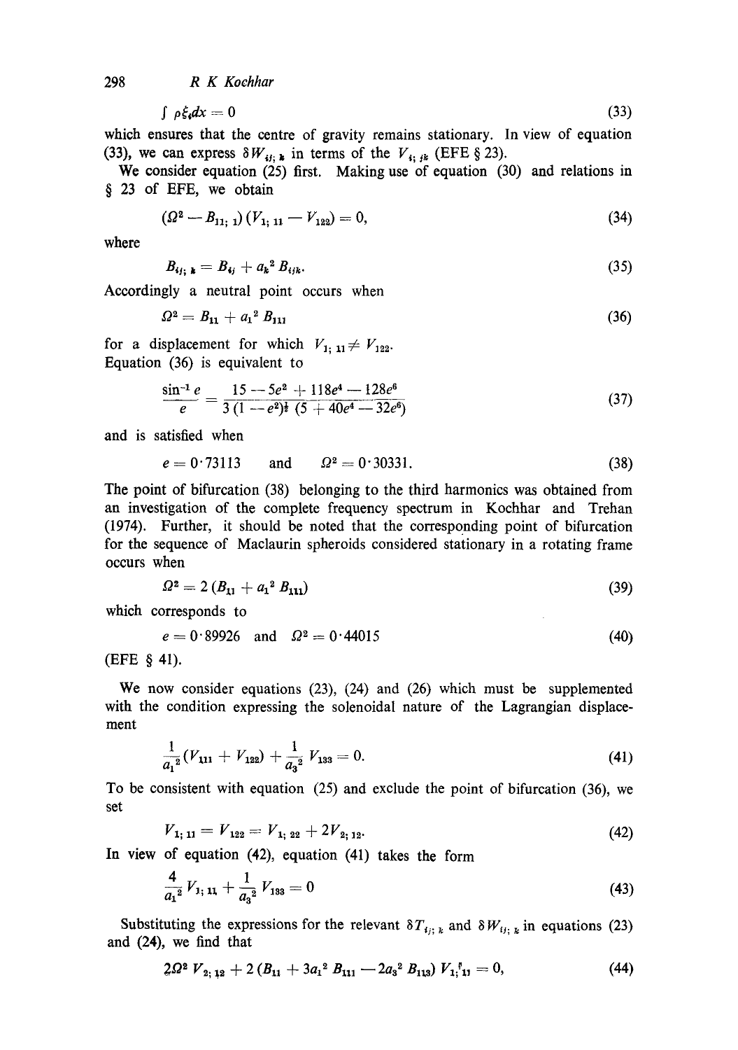$$\int \rho \xi_i dx = 0 \tag{33}$$

which ensures that the centre of gravity remains stationary. In view of equation (33), we can express $\delta W_{ij;k}$ in terms of the $V_{i;jk}$ (EFE § 23).

We consider equation (25) first. Making use of equation (30) and relations in § 23 of EFE, we obtain

$$(\Omega^2 - B_{11;1})(V_{1;11} - V_{122}) = 0, \tag{34}$$

where

$$B_{ij;k} = B_{ij} + a_k^2 B_{ijk}. \tag{35}$$

Accordingly a neutral point occurs when

$$\Omega^2 = B_{11} + a_1^2 B_{111} \tag{36}$$

for a displacement for which $V_{1;11} \neq V_{122}$.

Equation (36) is equivalent to

$$\frac{\sin^{-1} e}{e} = \frac{15 - 5e^2 + 118e^4 - 128e^6}{3(1-e^2)^{\frac{1}{2}}(5 + 40e^4 - 32e^6)} \tag{37}$$

and is satisfied when

$$e = 0 \cdot 73113 \quad \text{and} \quad \Omega^2 = 0 \cdot 30331. \tag{38}$$

The point of bifurcation (38) belonging to the third harmonics was obtained from an investigation of the complete frequency spectrum in Kochhar and Trehan (1974). Further, it should be noted that the corresponding point of bifurcation for the sequence of Maclaurin spheroids considered stationary in a rotating frame occurs when

$$\Omega^2 = 2(B_{11} + a_1^2 B_{111}) \tag{39}$$

which corresponds to

$$e = 0 \cdot 89926 \quad \text{and} \quad \Omega^2 = 0 \cdot 44015 \tag{40}$$

(EFE § 41).

We now consider equations (23), (24) and (26) which must be supplemented with the condition expressing the solenoidal nature of the Lagrangian displacement

$$\frac{1}{a_1^2}(V_{111} + V_{122}) + \frac{1}{a_3^2} V_{133} = 0. \tag{41}$$

To be consistent with equation (25) and exclude the point of bifurcation (36), we set

$$V_{1;11} = V_{122} = V_{1;22} + 2V_{2;12}. \tag{42}$$

In view of equation (42), equation (41) takes the form

$$\frac{4}{a_1^2} V_{1;11} + \frac{1}{a_3^2} V_{133} = 0 \tag{43}$$

Substituting the expressions for the relevant $\delta T_{ij;k}$ and $\delta W_{ij;k}$ in equations (23) and (24), we find that

$$2\Omega^2 V_{2;12} + 2(B_{11} + 3a_1^2 B_{111} - 2a_3^2 B_{113}) V_{1;11} = 0, \tag{44}$$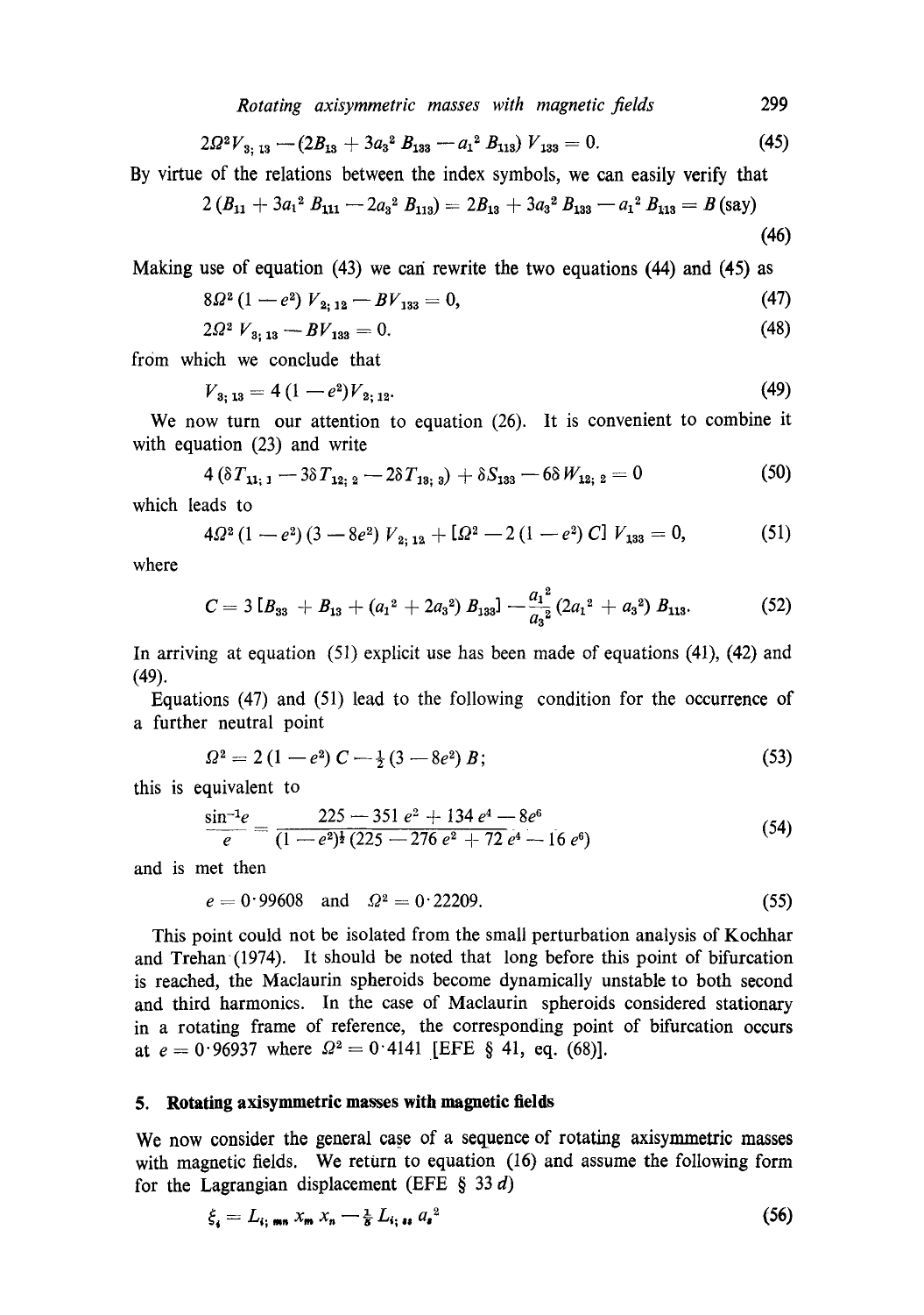$$2\Omega^2 V_{3;\,13} - (2B_{13} + 3a_3^2 B_{133} - a_1^2 B_{113}) V_{133} = 0. \tag{45}$$

By virtue of the relations between the index symbols, we can easily verify that

$$2(B_{11} + 3a_1^2 B_{111} - 2a_3^2 B_{113}) = 2B_{13} + 3a_3^2 B_{133} - a_1^2 B_{113} = B \text{ (say)} \tag{46}$$

Making use of equation (43) we can rewrite the two equations (44) and (45) as

$$8\Omega^2 (1 - e^2) V_{2;\,12} - BV_{133} = 0, \tag{47}$$

$$2\Omega^2 V_{3;\,13} - BV_{133} = 0. \tag{48}$$

from which we conclude that

$$V_{3;\,13} = 4(1 - e^2) V_{2;\,12}. \tag{49}$$

We now turn our attention to equation (26). It is convenient to combine it with equation (23) and write

$$4(\delta T_{11;\,1} - 3\delta T_{12;\,2} - 2\delta T_{13;\,3}) + \delta S_{133} - 6\delta W_{12;\,2} = 0 \tag{50}$$

which leads to

$$4\Omega^2 (1 - e^2)(3 - 8e^2) V_{2;\,12} + [\Omega^2 - 2(1 - e^2) C] V_{133} = 0, \tag{51}$$

where

$$C = 3[B_{33} + B_{13} + (a_1^2 + 2a_3^2) B_{133}] - \frac{a_1^2}{a_3^2}(2a_1^2 + a_3^2) B_{113}. \tag{52}$$

In arriving at equation (51) explicit use has been made of equations (41), (42) and (49).

Equations (47) and (51) lead to the following condition for the occurrence of a further neutral point

$$\Omega^2 = 2(1 - e^2) C - \tfrac{1}{2}(3 - 8e^2) B; \tag{53}$$

this is equivalent to

$$\frac{\sin^{-1} e}{e} = \frac{225 - 351 e^2 + 134 e^4 - 8e^6}{(1 - e^2)^{\frac{1}{2}} (225 - 276 e^2 + 72 e^4 - 16 e^6)} \tag{54}$$

and is met then

$$e = 0{\cdot}99608 \quad \text{and} \quad \Omega^2 = 0{\cdot}22209. \tag{55}$$

This point could not be isolated from the small perturbation analysis of Kochhar and Trehan (1974). It should be noted that long before this point of bifurcation is reached, the Maclaurin spheroids become dynamically unstable to both second and third harmonics. In the case of Maclaurin spheroids considered stationary in a rotating frame of reference, the corresponding point of bifurcation occurs at $e = 0{\cdot}96937$ where $\Omega^2 = 0{\cdot}4141$ [EFE § 41, eq. (68)].

## 5. Rotating axisymmetric masses with magnetic fields

We now consider the general case of a sequence of rotating axisymmetric masses with magnetic fields. We return to equation (16) and assume the following form for the Lagrangian displacement (EFE § 33 *d*)

$$\xi_i = L_{i;\,mn} x_m x_n - \tfrac{1}{5} L_{i;\,ss} a_s^2 \tag{56}$$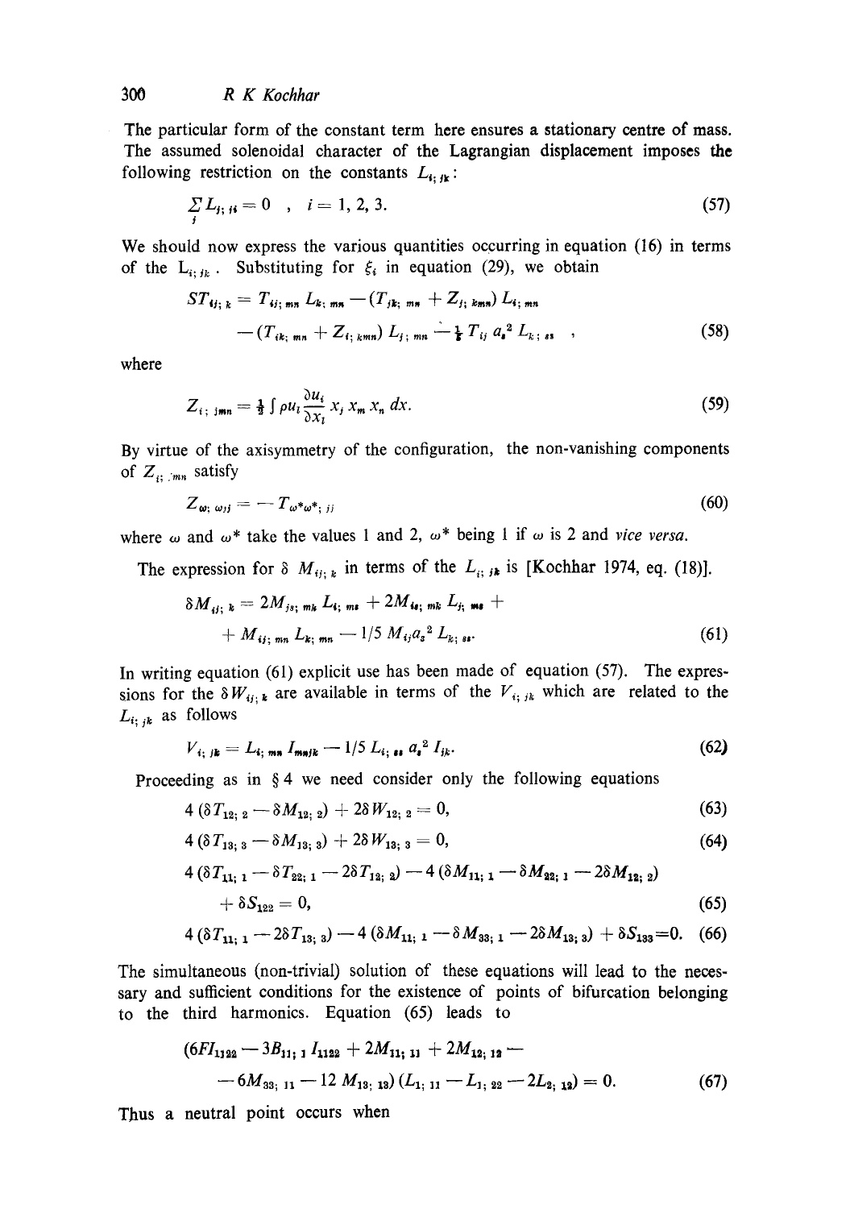The particular form of the constant term here ensures a stationary centre of mass. The assumed solenoidal character of the Lagrangian displacement imposes the following restriction on the constants $L_{i;\,jk}$:

$$\sum_{j} L_{j;\,ji} = 0 \quad , \quad i = 1, 2, 3. \tag{57}$$

We should now express the various quantities occurring in equation (16) in terms of the $L_{i;\,jk}$. Substituting for $\xi_i$ in equation (29), we obtain

$$\begin{aligned} ST_{ij;\,k} = {} & T_{ij;\,mn}\, L_{k;\,mn} - (T_{jk;\,mn} + Z_{j;\,kmn})\, L_{i;\,mn} \\ & - (T_{ik;\,mn} + Z_{i;\,kmn})\, L_{j;\,mn} - \tfrac{1}{5}\, T_{ij}\, a_s^2\, L_{k;\,ss} \quad , \end{aligned} \tag{58}$$

where

$$Z_{i;\,jmn} = \tfrac{1}{2} \int \rho u_l \frac{\partial u_i}{\partial x_l}\, x_j\, x_m\, x_n\, dx. \tag{59}$$

By virtue of the axisymmetry of the configuration, the non-vanishing components of $Z_{i;\,jmn}$ satisfy

$$Z_{\omega;\,\omega jj} = -\, T_{\omega^* \omega^*;\,jj} \tag{60}$$

where $\omega$ and $\omega^*$ take the values 1 and 2, $\omega^*$ being 1 if $\omega$ is 2 and *vice versa*.

The expression for $\delta M_{ij;\,k}$ in terms of the $L_{i;\,jk}$ is [Kochhar 1974, eq. (18)].

$$\begin{aligned} \delta M_{ij;\,k} = {} & 2 M_{js;\,mk}\, L_{i;\,ms} + 2 M_{is;\,mk}\, L_{j;\,ms} + \\ & + M_{ij;\,mn}\, L_{k;\,mn} - 1/5\, M_{ij} a_s^2\, L_{k;\,ss}. \end{aligned} \tag{61}$$

In writing equation (61) explicit use has been made of equation (57). The expressions for the $\delta W_{ij;\,k}$ are available in terms of the $V_{i;\,jk}$ which are related to the $L_{i;\,jk}$ as follows

$$V_{i;\,jk} = L_{i;\,mn}\, I_{mnjk} - 1/5\, L_{i;\,ss}\, a_s^2\, I_{jk}. \tag{62}$$

Proceeding as in § 4 we need consider only the following equations

$$4\,(\delta T_{12;\,2} - \delta M_{12;\,2}) + 2\delta W_{12;\,2} = 0, \tag{63}$$

$$4\,(\delta T_{13;\,3} - \delta M_{13;\,3}) + 2\delta W_{13;\,3} = 0, \tag{64}$$

$$\begin{aligned} & 4\,(\delta T_{11;\,1} - \delta T_{22;\,1} - 2\delta T_{12;\,2}) - 4\,(\delta M_{11;\,1} - \delta M_{22;\,1} - 2\delta M_{12;\,2}) \\ & + \delta S_{122} = 0, \end{aligned} \tag{65}$$

$$4\,(\delta T_{11;\,1} - 2\delta T_{13;\,3}) - 4\,(\delta M_{11;\,1} - \delta M_{33;\,1} - 2\delta M_{13;\,3}) + \delta S_{133} = 0. \tag{66}$$

The simultaneous (non-trivial) solution of these equations will lead to the necessary and sufficient conditions for the existence of points of bifurcation belonging to the third harmonics. Equation (65) leads to

$$\begin{aligned} & (6 F I_{1122} - 3 B_{11;\,1}\, I_{1122} + 2 M_{11;\,11} + 2 M_{12;\,12} - \\ & - 6 M_{33;\,11} - 12\, M_{13;\,13})\,(L_{1;\,11} - L_{1;\,22} - 2 L_{2;\,12}) = 0. \end{aligned} \tag{67}$$

Thus a neutral point occurs when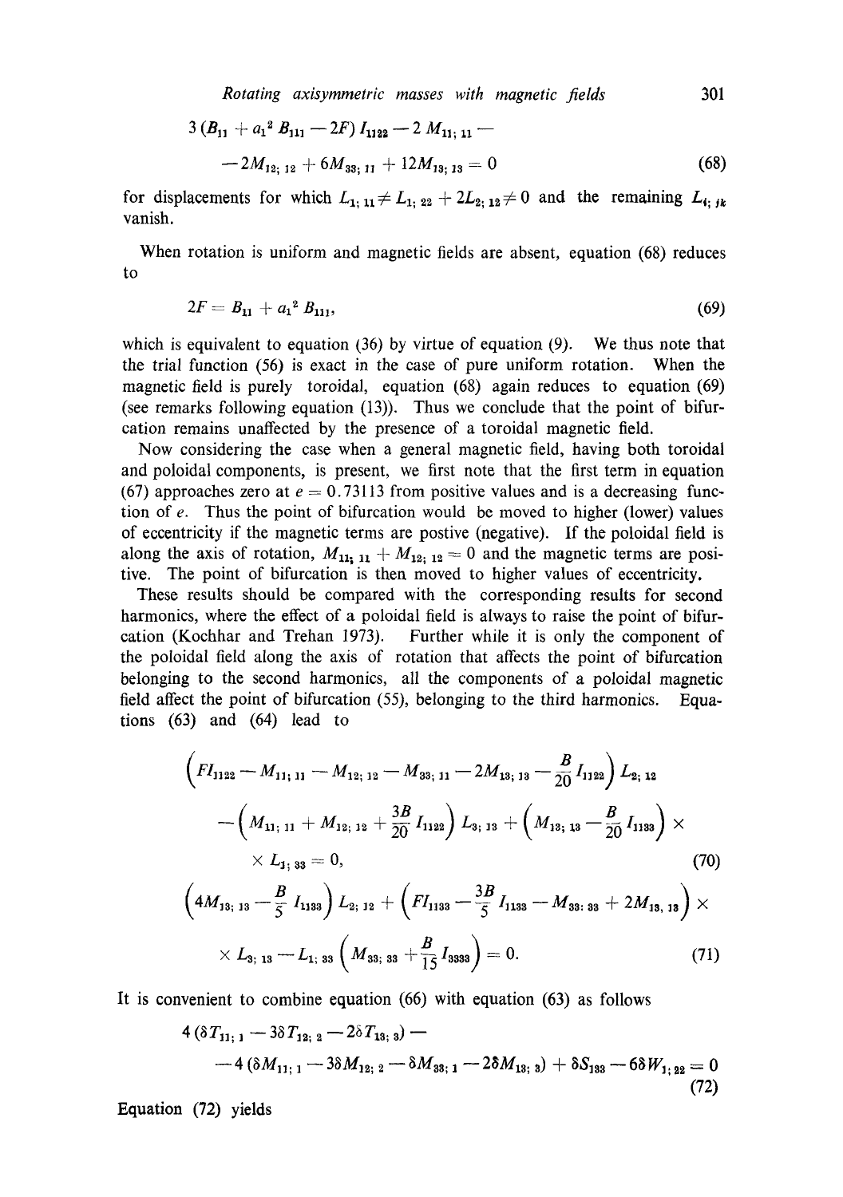$$3(B_{11} + a_1^2 B_{111} - 2F) I_{1122} - 2 M_{11;\,11} -$$

$$- 2M_{12;\,12} + 6M_{33;\,11} + 12M_{13;\,13} = 0 \tag{68}$$

for displacements for which $L_{1;\,11} \neq L_{1;\,22} + 2L_{2;\,12} \neq 0$ and the remaining $L_{i;\,jk}$ vanish.

When rotation is uniform and magnetic fields are absent, equation (68) reduces to

$$2F = B_{11} + a_1^2 B_{111}, \tag{69}$$

which is equivalent to equation (36) by virtue of equation (9). We thus note that the trial function (56) is exact in the case of pure uniform rotation. When the magnetic field is purely toroidal, equation (68) again reduces to equation (69) (see remarks following equation (13)). Thus we conclude that the point of bifurcation remains unaffected by the presence of a toroidal magnetic field.

Now considering the case when a general magnetic field, having both toroidal and poloidal components, is present, we first note that the first term in equation (67) approaches zero at $e = 0.73113$ from positive values and is a decreasing function of $e$. Thus the point of bifurcation would be moved to higher (lower) values of eccentricity if the magnetic terms are postive (negative). If the poloidal field is along the axis of rotation, $M_{11;\,11} + M_{12;\,12} = 0$ and the magnetic terms are positive. The point of bifurcation is then moved to higher values of eccentricity.

These results should be compared with the corresponding results for second harmonics, where the effect of a poloidal field is always to raise the point of bifurcation (Kochhar and Trehan 1973). Further while it is only the component of the poloidal field along the axis of rotation that affects the point of bifurcation belonging to the second harmonics, all the components of a poloidal magnetic field affect the point of bifurcation (55), belonging to the third harmonics. Equations (63) and (64) lead to

$$\left(FI_{1122} - M_{11;\,11} - M_{12;\,12} - M_{33;\,11} - 2M_{13;\,13} - \frac{B}{20} I_{1122}\right) L_{2;\,12}$$

$$- \left(M_{11;\,11} + M_{12;\,12} + \frac{3B}{20} I_{1122}\right) L_{3;\,13} + \left(M_{13;\,13} - \frac{B}{20} I_{1133}\right) \times$$

$$\times L_{1;\,33} = 0, \tag{70}$$

$$\left(4M_{13;\,13} - \frac{B}{5} I_{1133}\right) L_{2;\,12} + \left(FI_{1133} - \frac{3B}{5} I_{1133} - M_{33;\,33} + 2M_{13,\,13}\right) \times$$

$$\times L_{3;\,13} - L_{1;\,33}\left(M_{33;\,33} + \frac{B}{15} I_{3333}\right) = 0. \tag{71}$$

It is convenient to combine equation (66) with equation (63) as follows

$$4(\delta T_{11;\,1} - 3\delta T_{12;\,2} - 2\delta T_{13;\,3}) -$$

$$- 4(\delta M_{11;\,1} - 3\delta M_{12;\,2} - \delta M_{33;\,1} - 2\delta M_{13;\,3}) + \delta S_{133} - 6\delta W_{1;\,22} = 0 \tag{72}$$

Equation (72) yields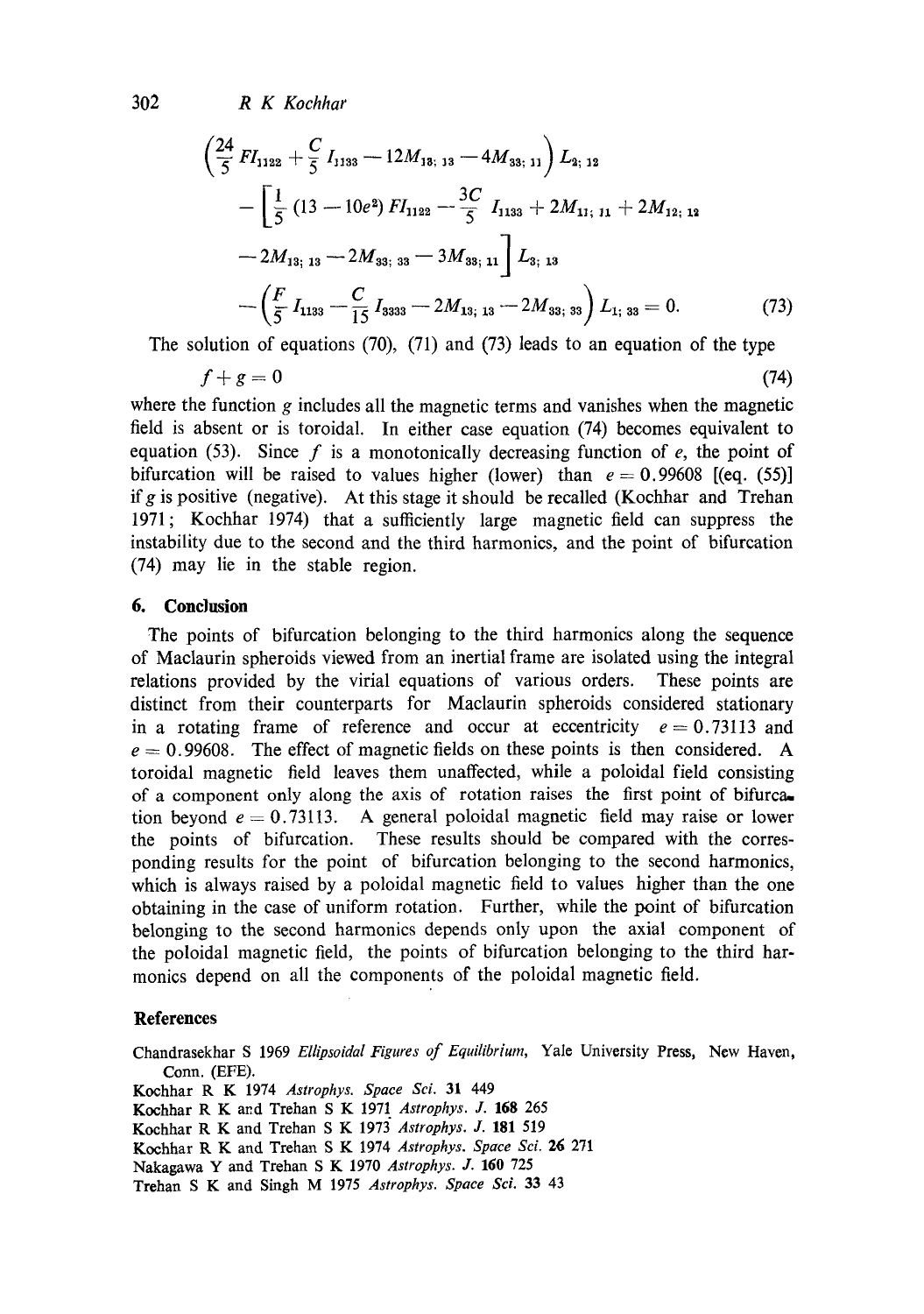$$\left(\frac{24}{5} FI_{1122} + \frac{C}{5} I_{1133} - 12M_{13;\,13} - 4M_{33;\,11}\right) L_{2;\,12}$$
$$- \left[\frac{1}{5}(13 - 10e^2) FI_{1122} - \frac{3C}{5} I_{1133} + 2M_{11;\,11} + 2M_{12;\,12} - 2M_{13;\,13} - 2M_{33;\,33} - 3M_{33;\,11}\right] L_{3;\,13}$$
$$- \left(\frac{F}{5} I_{1133} - \frac{C}{15} I_{3333} - 2M_{13;\,13} - 2M_{33;\,33}\right) L_{1;\,33} = 0. \tag{73}$$

The solution of equations (70), (71) and (73) leads to an equation of the type

$$f + g = 0 \tag{74}$$

where the function $g$ includes all the magnetic terms and vanishes when the magnetic field is absent or is toroidal. In either case equation (74) becomes equivalent to equation (53). Since $f$ is a monotonically decreasing function of $e$, the point of bifurcation will be raised to values higher (lower) than $e = 0.99608$ [(eq. (55)] if $g$ is positive (negative). At this stage it should be recalled (Kochhar and Trehan 1971; Kochhar 1974) that a sufficiently large magnetic field can suppress the instability due to the second and the third harmonics, and the point of bifurcation (74) may lie in the stable region.

## 6. Conclusion

The points of bifurcation belonging to the third harmonics along the sequence of Maclaurin spheroids viewed from an inertial frame are isolated using the integral relations provided by the virial equations of various orders. These points are distinct from their counterparts for Maclaurin spheroids considered stationary in a rotating frame of reference and occur at eccentricity $e = 0.73113$ and $e = 0.99608$. The effect of magnetic fields on these points is then considered. A toroidal magnetic field leaves them unaffected, while a poloidal field consisting of a component only along the axis of rotation raises the first point of bifurcation beyond $e = 0.73113$. A general poloidal magnetic field may raise or lower the points of bifurcation. These results should be compared with the corresponding results for the point of bifurcation belonging to the second harmonics, which is always raised by a poloidal magnetic field to values higher than the one obtaining in the case of uniform rotation. Further, while the point of bifurcation belonging to the second harmonics depends only upon the axial component of the poloidal magnetic field, the points of bifurcation belonging to the third harmonics depend on all the components of the poloidal magnetic field.

## References

Chandrasekhar S 1969 *Ellipsoidal Figures of Equilibrium*, Yale University Press, New Haven, Conn. (EFE).

Kochhar R K 1974 *Astrophys. Space Sci.* **31** 449

Kochhar R K and Trehan S K 1971 *Astrophys. J.* **168** 265

Kochhar R K and Trehan S K 1973 *Astrophys. J.* **181** 519

Kochhar R K and Trehan S K 1974 *Astrophys. Space Sci.* **26** 271

Nakagawa Y and Trehan S K 1970 *Astrophys. J.* **160** 725

Trehan S K and Singh M 1975 *Astrophys. Space Sci.* **33** 43